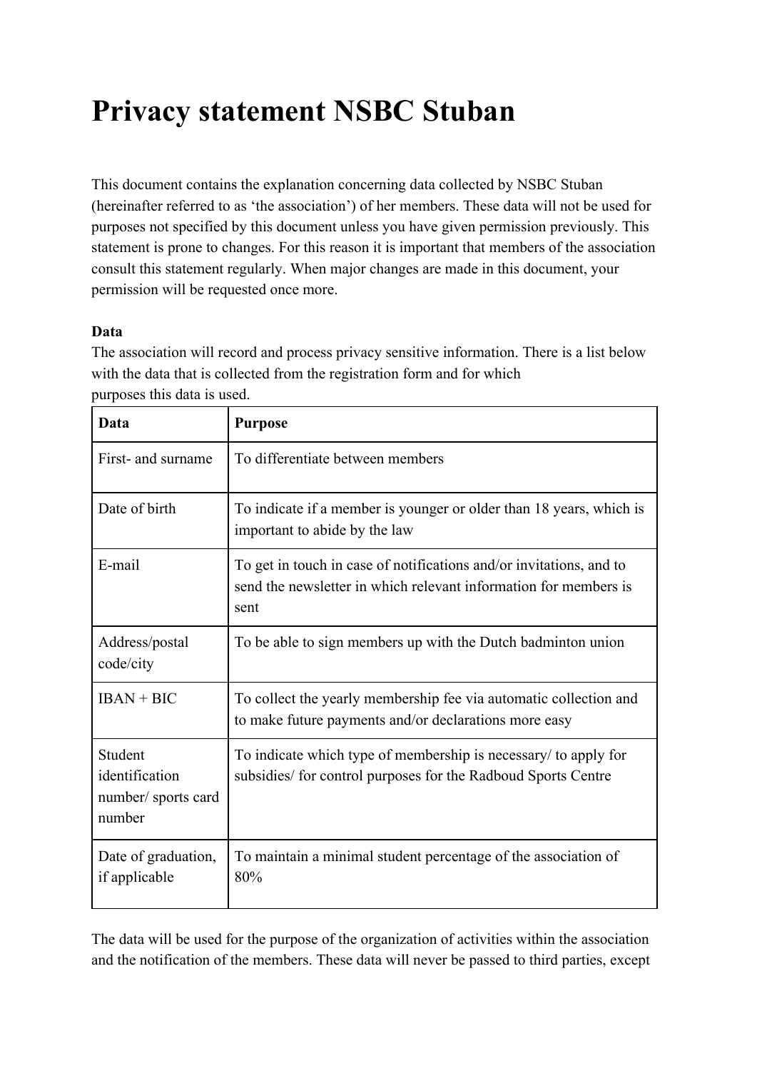# Privacy statement NSBC Stuban

This document contains the explanation concerning data collected by NSBC Stuban (hereinafter referred to as 'the association') of her members. These data will not be used for purposes not specified by this document unless you have given permission previously. This statement is prone to changes. For this reason it is important that members of the association consult this statement regularly. When major changes are made in this document, your permission will be requested once more.

**Data**

The association will record and process privacy sensitive information. There is a list below with the data that is collected from the registration form and for which purposes this data is used.

| Data | Purpose |
| --- | --- |
| First- and surname | To differentiate between members |
| Date of birth | To indicate if a member is younger or older than 18 years, which is important to abide by the law |
| E-mail | To get in touch in case of notifications and/or invitations, and to send the newsletter in which relevant information for members is sent |
| Address/postal code/city | To be able to sign members up with the Dutch badminton union |
| IBAN + BIC | To collect the yearly membership fee via automatic collection and to make future payments and/or declarations more easy |
| Student identification number/ sports card number | To indicate which type of membership is necessary/ to apply for subsidies/ for control purposes for the Radboud Sports Centre |
| Date of graduation, if applicable | To maintain a minimal student percentage of the association of 80% |

The data will be used for the purpose of the organization of activities within the association and the notification of the members. These data will never be passed to third parties, except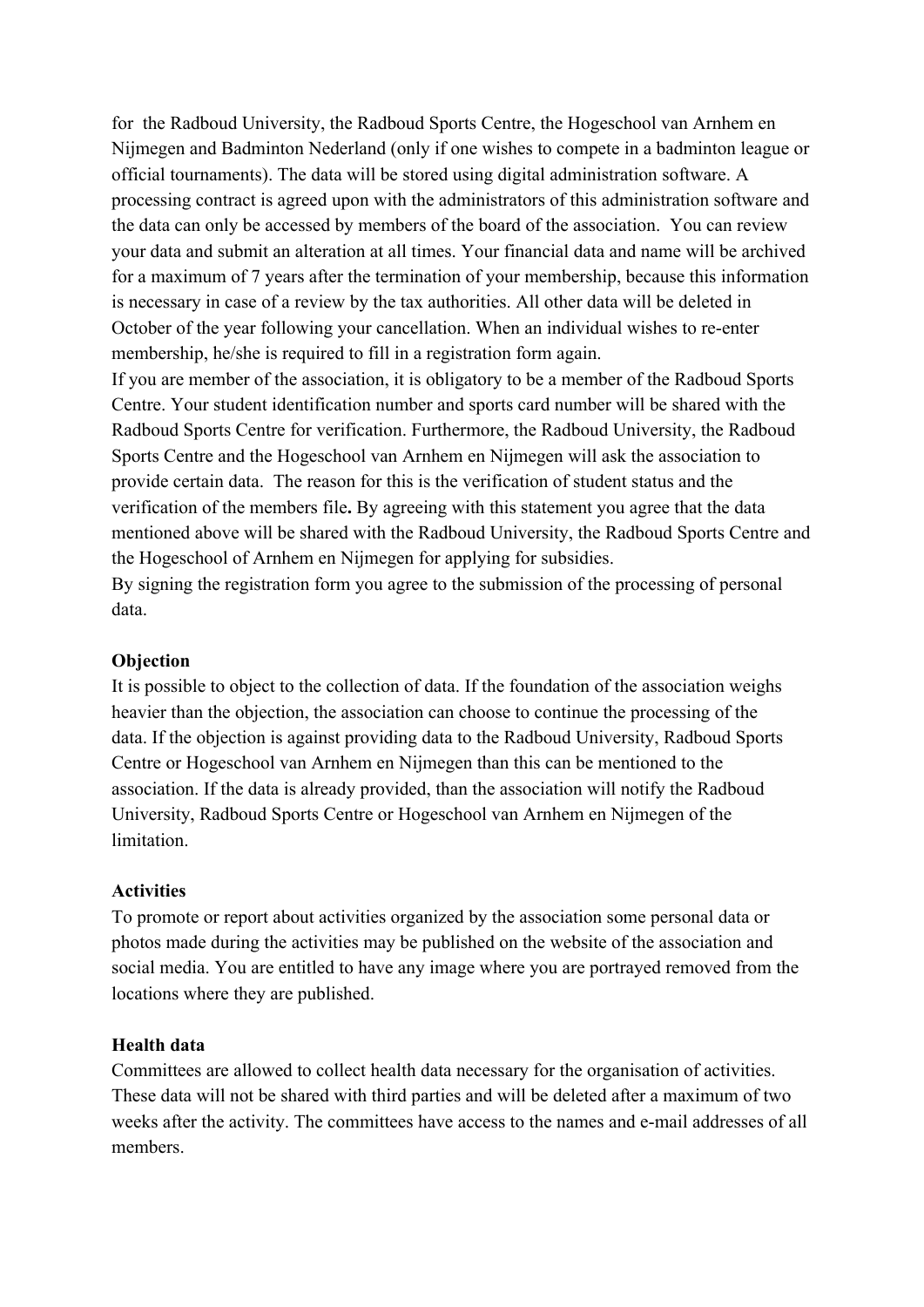for  the Radboud University, the Radboud Sports Centre, the Hogeschool van Arnhem en Nijmegen and Badminton Nederland (only if one wishes to compete in a badminton league or official tournaments). The data will be stored using digital administration software. A processing contract is agreed upon with the administrators of this administration software and the data can only be accessed by members of the board of the association.  You can review your data and submit an alteration at all times. Your financial data and name will be archived for a maximum of 7 years after the termination of your membership, because this information is necessary in case of a review by the tax authorities. All other data will be deleted in October of the year following your cancellation. When an individual wishes to re-enter membership, he/she is required to fill in a registration form again.
If you are member of the association, it is obligatory to be a member of the Radboud Sports Centre. Your student identification number and sports card number will be shared with the Radboud Sports Centre for verification. Furthermore, the Radboud University, the Radboud Sports Centre and the Hogeschool van Arnhem en Nijmegen will ask the association to provide certain data.  The reason for this is the verification of student status and the verification of the members file**.** By agreeing with this statement you agree that the data mentioned above will be shared with the Radboud University, the Radboud Sports Centre and the Hogeschool of Arnhem en Nijmegen for applying for subsidies.
By signing the registration form you agree to the submission of the processing of personal data.

**Objection**
It is possible to object to the collection of data. If the foundation of the association weighs heavier than the objection, the association can choose to continue the processing of the data. If the objection is against providing data to the Radboud University, Radboud Sports Centre or Hogeschool van Arnhem en Nijmegen than this can be mentioned to the association. If the data is already provided, than the association will notify the Radboud University, Radboud Sports Centre or Hogeschool van Arnhem en Nijmegen of the limitation.

**Activities**
To promote or report about activities organized by the association some personal data or photos made during the activities may be published on the website of the association and social media. You are entitled to have any image where you are portrayed removed from the locations where they are published.

**Health data**
Committees are allowed to collect health data necessary for the organisation of activities. These data will not be shared with third parties and will be deleted after a maximum of two weeks after the activity. The committees have access to the names and e-mail addresses of all members.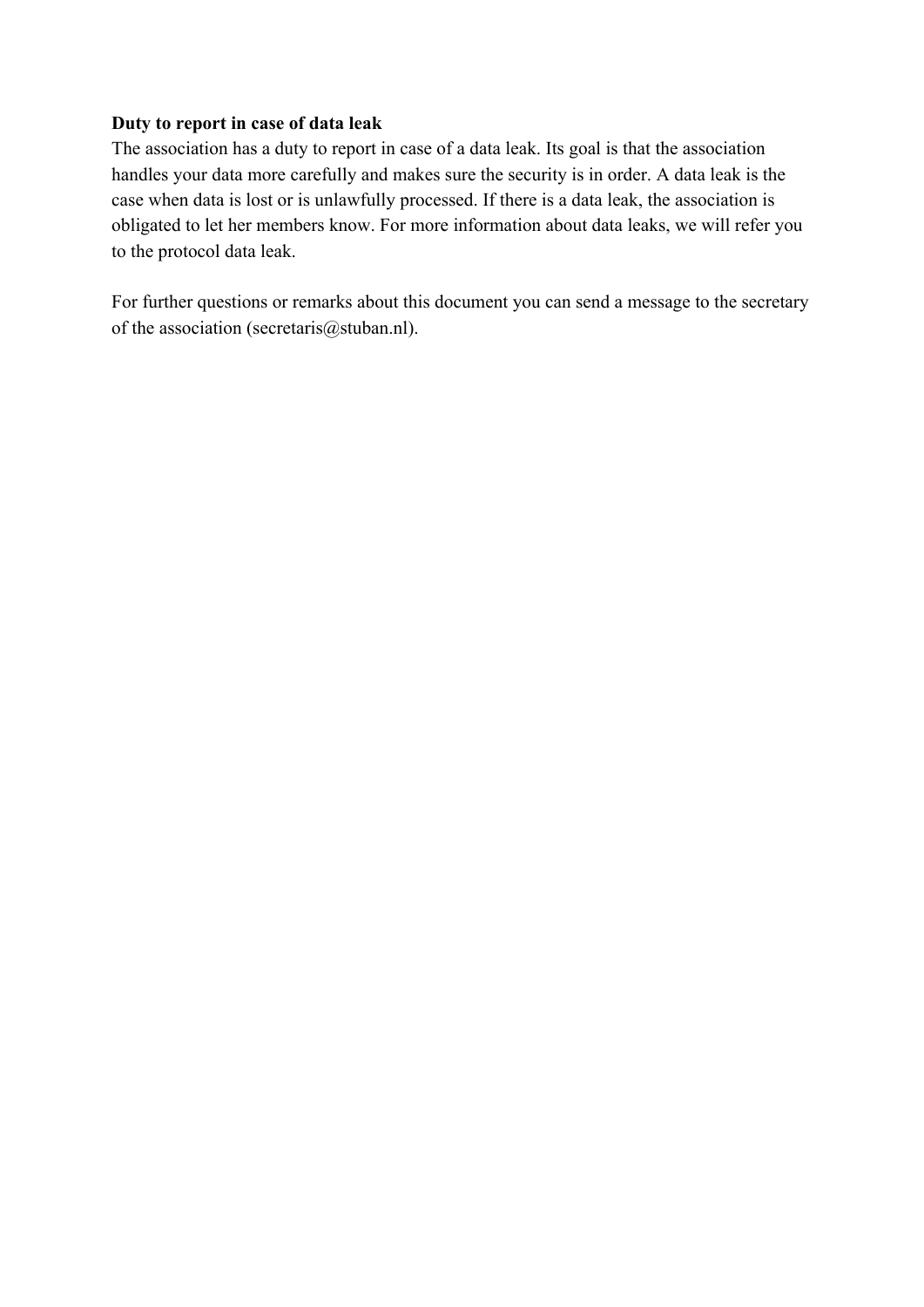**Duty to report in case of data leak**

The association has a duty to report in case of a data leak. Its goal is that the association handles your data more carefully and makes sure the security is in order. A data leak is the case when data is lost or is unlawfully processed. If there is a data leak, the association is obligated to let her members know. For more information about data leaks, we will refer you to the protocol data leak.

For further questions or remarks about this document you can send a message to the secretary of the association (secretaris@stuban.nl).